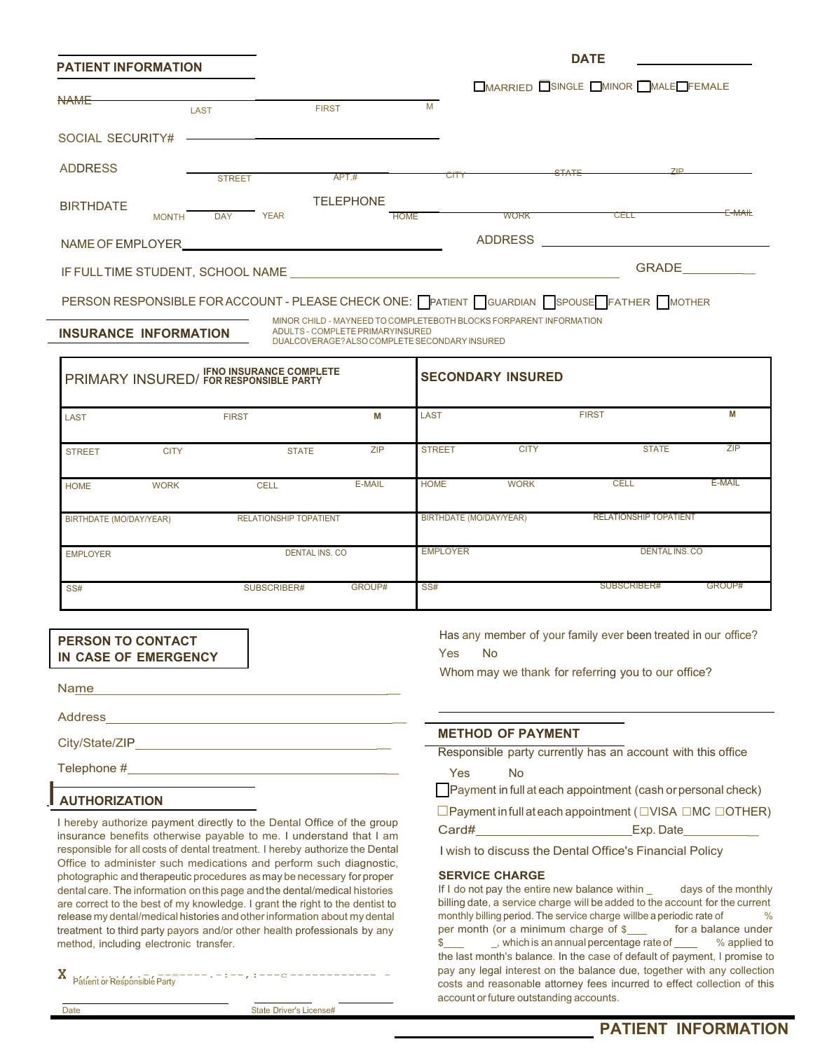## PATIENT INFORMATION

DATE ____________

☐ MARRIED ☐ SINGLE ☐ MINOR ☐ MALE ☐ FEMALE

NAME ____________ LAST ____________ FIRST ____________ M

SOCIAL SECURITY# ____________

ADDRESS ____________ STREET ____________ APT.# ____________ CITY ____________ STATE ____________ ZIP

BIRTHDATE ____ MONTH ____ DAY ____ YEAR

TELEPHONE ____ HOME ____ WORK ____ CELL ____ E-MAIL

NAME OF EMPLOYER ____________ ADDRESS ____________

IF FULL TIME STUDENT, SCHOOL NAME ____________ GRADE ____________

PERSON RESPONSIBLE FOR ACCOUNT - PLEASE CHECK ONE: ☐ PATIENT ☐ GUARDIAN ☐ SPOUSE ☐ FATHER ☐ MOTHER

## INSURANCE INFORMATION

MINOR CHILD - MAY NEED TO COMPLETE BOTH BLOCKS FOR PARENT INFORMATION
ADULTS - COMPLETE PRIMARY INSURED
DUAL COVERAGE? ALSO COMPLETE SECONDARY INSURED

| PRIMARY INSURED/ IF NO INSURANCE COMPLETE FOR RESPONSIBLE PARTY | | | | SECONDARY INSURED | | | |
|---|---|---|---|---|---|---|---|
| LAST | FIRST | | M | LAST | FIRST | | M |
| STREET | CITY | STATE | ZIP | STREET | CITY | STATE | ZIP |
| HOME | WORK | CELL | E-MAIL | HOME | WORK | CELL | E-MAIL |
| BIRTHDATE (MO/DAY/YEAR) | RELATIONSHIP TO PATIENT | | | BIRTHDATE (MO/DAY/YEAR) | RELATIONSHIP TO PATIENT | | |
| EMPLOYER | DENTAL INS. CO | | | EMPLOYER | DENTAL INS. CO | | |
| SS# | SUBSCRIBER# | GROUP# | | SS# | SUBSCRIBER# | GROUP# | |

## PERSON TO CONTACT IN CASE OF EMERGENCY

Name ____________

Address ____________

City/State/ZIP ____________

Telephone # ____________

Has any member of your family ever been treated in our office?

Yes No

Whom may we thank for referring you to our office?

____________

## METHOD OF PAYMENT

Responsible party currently has an account with this office

Yes No

☐ Payment in full at each appointment (cash or personal check)

☐ Payment in full at each appointment ( ☐ VISA ☐ MC ☐ OTHER)

Card# ____________ Exp. Date ____________

I wish to discuss the Dental Office's Financial Policy

## AUTHORIZATION

I hereby authorize payment directly to the Dental Office of the group insurance benefits otherwise payable to me. I understand that I am responsible for all costs of dental treatment. I hereby authorize the Dental Office to administer such medications and perform such diagnostic, photographic and therapeutic procedures as may be necessary for proper dental care. The information on this page and the dental/medical histories are correct to the best of my knowledge. I grant the right to the dentist to release my dental/medical histories and other information about my dental treatment to third party payors and/or other health professionals by any method, including electronic transfer.

X ____________
Patient or Responsible Party

____________ Date ____________ State Driver's License#

### SERVICE CHARGE

If I do not pay the entire new balance within ____ days of the monthly billing date, a service charge will be added to the account for the current monthly billing period. The service charge will be a periodic rate of ____ % per month (or a minimum charge of $____ for a balance under $____ , which is an annual percentage rate of ____ % applied to the last month's balance. In the case of default of payment, I promise to pay any legal interest on the balance due, together with any collection costs and reasonable attorney fees incurred to effect collection of this account or future outstanding accounts.

**PATIENT INFORMATION**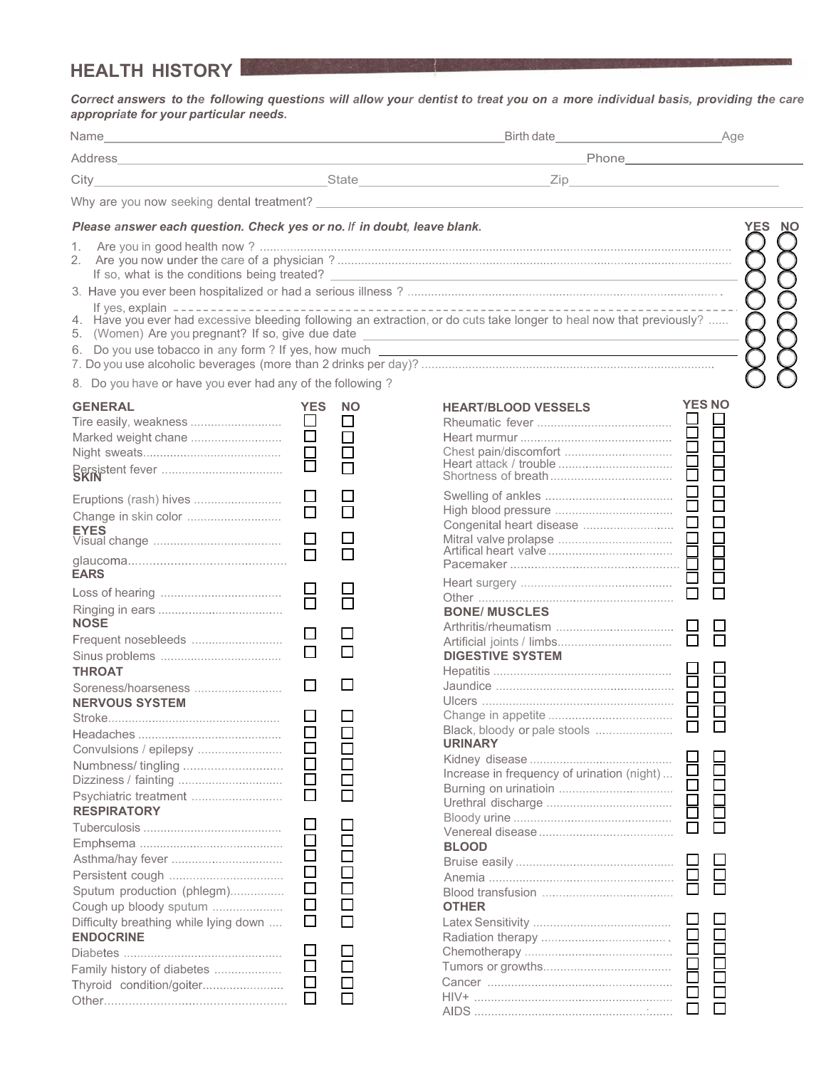## HEALTH HISTORY

***Correct answers to the following questions will allow your dentist to treat you on a more individual basis, providing the care appropriate for your particular needs.***

Name______________________________ Birth date______________ Age

Address______________________________ Phone______________

City______________ State______________ Zip______________

Why are you now seeking dental treatment? ______________________________

***Please answer each question. Check yes or no. If in doubt, leave blank.***

| | YES | NO |
|---|---|---|
| 1. Are you in good health now ? | ◯ | ◯ |
| 2. Are you now under the care of a physician ? If so, what is the conditions being treated? ______________ | ◯ | ◯ |
| 3. Have you ever been hospitalized or had a serious illness ? If yes, explain ______________ | ◯ | ◯ |
| 4. Have you ever had excessive bleeding following an extraction, or do cuts take longer to heal now that previously? | ◯ | ◯ |
| 5. (Women) Are you pregnant? If so, give due date ______________ | ◯ | ◯ |
| 6. Do you use tobacco in any form ? If yes, how much ______________ | ◯ | ◯ |
| 7. Do you use alcoholic beverages (more than 2 drinks per day)? | ◯ | ◯ |

8. Do you have or have you ever had any of the following ?

| GENERAL | YES | NO |
|---|---|---|
| Tire easily, weakness | ☐ | ☐ |
| Marked weight chane | ☐ | ☐ |
| Night sweats | ☐ | ☐ |
| Persistent fever | ☐ | ☐ |
| **SKIN** | | |
| Eruptions (rash) hives | ☐ | ☐ |
| Change in skin color | ☐ | ☐ |
| **EYES** | | |
| Visual change | ☐ | ☐ |
| glaucoma | ☐ | ☐ |
| **EARS** | | |
| Loss of hearing | ☐ | ☐ |
| Ringing in ears | ☐ | ☐ |
| **NOSE** | | |
| Frequent nosebleeds | ☐ | ☐ |
| Sinus problems | ☐ | ☐ |
| **THROAT** | | |
| Soreness/hoarseness | ☐ | ☐ |
| **NERVOUS SYSTEM** | | |
| Stroke | ☐ | ☐ |
| Headaches | ☐ | ☐ |
| Convulsions / epilepsy | ☐ | ☐ |
| Numbness/ tingling | ☐ | ☐ |
| Dizziness / fainting | ☐ | ☐ |
| Psychiatric treatment | ☐ | ☐ |
| **RESPIRATORY** | | |
| Tuberculosis | ☐ | ☐ |
| Emphsema | ☐ | ☐ |
| Asthma/hay fever | ☐ | ☐ |
| Persistent cough | ☐ | ☐ |
| Sputum production (phlegm) | ☐ | ☐ |
| Cough up bloody sputum | ☐ | ☐ |
| Difficulty breathing while lying down | ☐ | ☐ |
| **ENDOCRINE** | | |
| Diabetes | ☐ | ☐ |
| Family history of diabetes | ☐ | ☐ |
| Thyroid condition/goiter | ☐ | ☐ |
| Other | ☐ | ☐ |

| HEART/BLOOD VESSELS | YES | NO |
|---|---|---|
| Rheumatic fever | ☐ | ☐ |
| Heart murmur | ☐ | ☐ |
| Chest pain/discomfort | ☐ | ☐ |
| Heart attack / trouble | ☐ | ☐ |
| Shortness of breath | ☐ | ☐ |
| Swelling of ankles | ☐ | ☐ |
| High blood pressure | ☐ | ☐ |
| Congenital heart disease | ☐ | ☐ |
| Mitral valve prolapse | ☐ | ☐ |
| Artifical heart valve | ☐ | ☐ |
| Pacemaker | ☐ | ☐ |
| Heart surgery | ☐ | ☐ |
| Other | ☐ | ☐ |
| **BONE/ MUSCLES** | | |
| Arthritis/rheumatism | ☐ | ☐ |
| Artificial joints / limbs | ☐ | ☐ |
| **DIGESTIVE SYSTEM** | | |
| Hepatitis | ☐ | ☐ |
| Jaundice | ☐ | ☐ |
| Ulcers | ☐ | ☐ |
| Change in appetite | ☐ | ☐ |
| Black, bloody or pale stools | ☐ | ☐ |
| **URINARY** | | |
| Kidney disease | ☐ | ☐ |
| Increase in frequency of urination (night) | ☐ | ☐ |
| Burning on urinatioin | ☐ | ☐ |
| Urethral discharge | ☐ | ☐ |
| Bloody urine | ☐ | ☐ |
| Venereal disease | ☐ | ☐ |
| **BLOOD** | | |
| Bruise easily | ☐ | ☐ |
| Anemia | ☐ | ☐ |
| Blood transfusion | ☐ | ☐ |
| **OTHER** | | |
| Latex Sensitivity | ☐ | ☐ |
| Radiation therapy | ☐ | ☐ |
| Chemotherapy | ☐ | ☐ |
| Tumors or growths | ☐ | ☐ |
| Cancer | ☐ | ☐ |
| HIV+ | ☐ | ☐ |
| AIDS | ☐ | ☐ |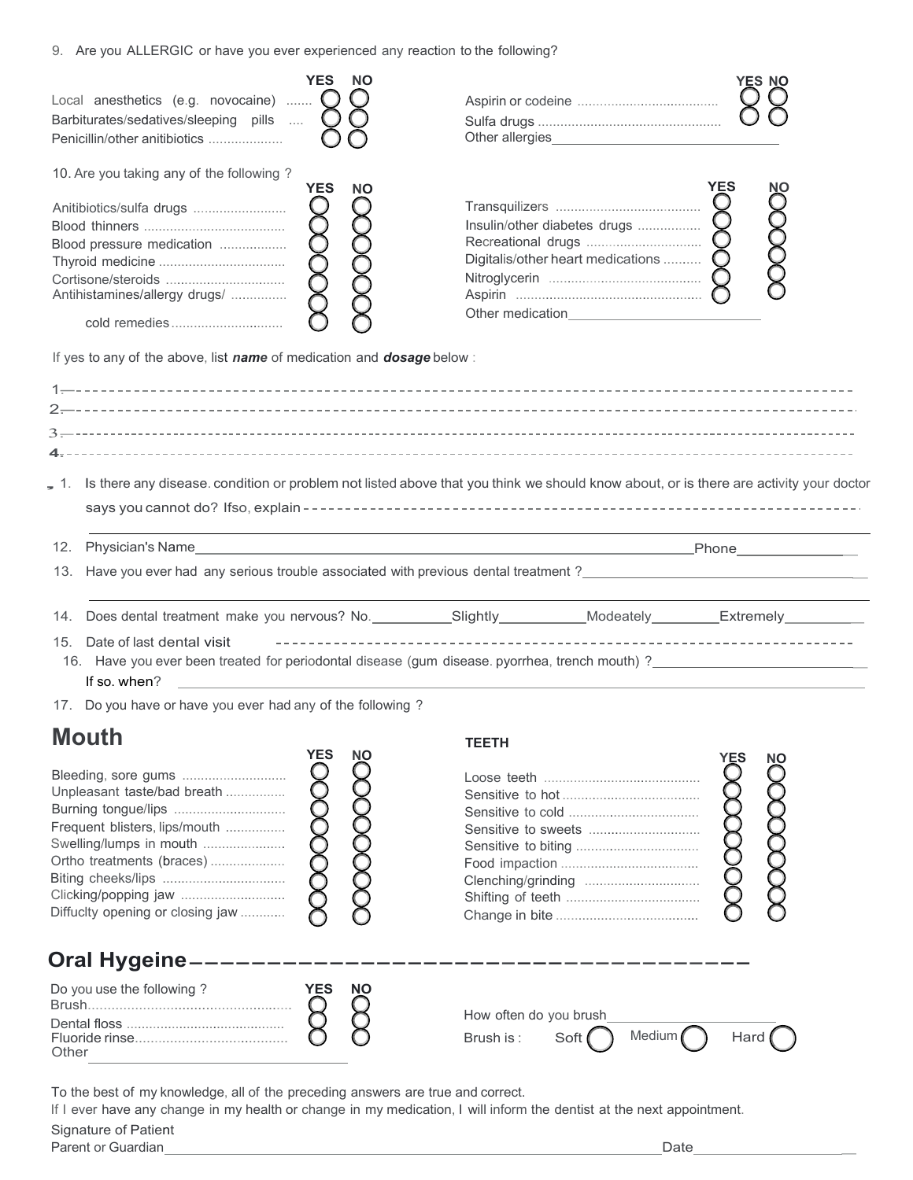9. Are you ALLERGIC or have you ever experienced any reaction to the following?

| | YES | NO |
|---|---|---|
| Local anesthetics (e.g. novocaine) ....... | ○ | ○ |
| Barbiturates/sedatives/sleeping pills .... | ○ | ○ |
| Penicillin/other anitibiotics .................... | ○ | ○ |
| Aspirin or codeine ...................................... | ○ | ○ |
| Sulfa drugs .................................................. | ○ | ○ |

Other allergies_______________________________

10. Are you taking any of the following ?

| | YES | NO |
|---|---|---|
| Anitibiotics/sulfa drugs ......................... | ○ | ○ |
| Blood thinners ...................................... | ○ | ○ |
| Blood pressure medication .................. | ○ | ○ |
| Thyroid medicine .................................. | ○ | ○ |
| Cortisone/steroids ................................ | ○ | ○ |
| Antihistamines/allergy drugs/ cold remedies .............................. | ○ | ○ |
| Transquilizers ........................................ | ○ | ○ |
| Insulin/other diabetes drugs ................ | ○ | ○ |
| Recreational drugs .............................. | ○ | ○ |
| Digitalis/other heart medications .......... | ○ | ○ |
| Nitroglycerin .......................................... | ○ | ○ |
| Aspirin ................................................... | ○ | ○ |

Other medication___________________________

If yes to any of the above, list ***name*** of medication and ***dosage*** below :

1.---------------------------------------------------------------------------------------------------

2.---------------------------------------------------------------------------------------------------

3.---------------------------------------------------------------------------------------------------

4.---------------------------------------------------------------------------------------------------

11. Is there any disease. condition or problem not listed above that you think we should know about, or is there are activity your doctor says you cannot do? Ifso, explain ------------------------------------------------------------------

12. Physician's Name________________________________________________________________Phone_______________

13. Have you ever had any serious trouble associated with previous dental treatment ?_______________________________________

14. Does dental treatment make you nervous? No.__________Slightly___________Modeately_________Extremely__________

15. Date of last dental visit ---------------------------------------------------------------------------

16. Have you ever been treated for periodontal disease (gum disease. pyorrhea, trench mouth) ?____________________________

If so. when? ______________________________________________________________________________________

17. Do you have or have you ever had any of the following ?

## Mouth

| | YES | NO |
|---|---|---|
| Bleeding, sore gums ............................ | ○ | ○ |
| Unpleasant taste/bad breath ................ | ○ | ○ |
| Burning tongue/lips .............................. | ○ | ○ |
| Frequent blisters, lips/mouth ................ | ○ | ○ |
| Swelling/lumps in mouth ...................... | ○ | ○ |
| Ortho treatments (braces) .................... | ○ | ○ |
| Biting cheeks/lips ................................. | ○ | ○ |
| Clicking/popping jaw ............................ | ○ | ○ |
| Diffuclty opening or closing jaw ............ | ○ | ○ |

### TEETH

| | YES | NO |
|---|---|---|
| Loose teeth ........................................... | ○ | ○ |
| Sensitive to hot ..................................... | ○ | ○ |
| Sensitive to cold ................................... | ○ | ○ |
| Sensitive to sweets .............................. | ○ | ○ |
| Sensitive to biting ................................. | ○ | ○ |
| Food impaction ...................................... | ○ | ○ |
| Clenching/grinding ................................ | ○ | ○ |
| Shifting of teeth ..................................... | ○ | ○ |
| Change in bite ....................................... | ○ | ○ |

## Oral Hygeine

Do you use the following ?

| | YES | NO |
|---|---|---|
| Brush.................................................... | ○ | ○ |
| Dental floss .......................................... | ○ | ○ |
| Fluoride rinse........................................ | ○ | ○ |

Other_________________________________

How often do you brush______________________

Brush is : Soft ○ Medium ○ Hard ○

To the best of my knowledge, all of the preceding answers are true and correct.

If I ever have any change in my health or change in my medication, I will inform the dentist at the next appointment.

Signature of Patient

Parent or Guardian_______________________________________________________________Date____________________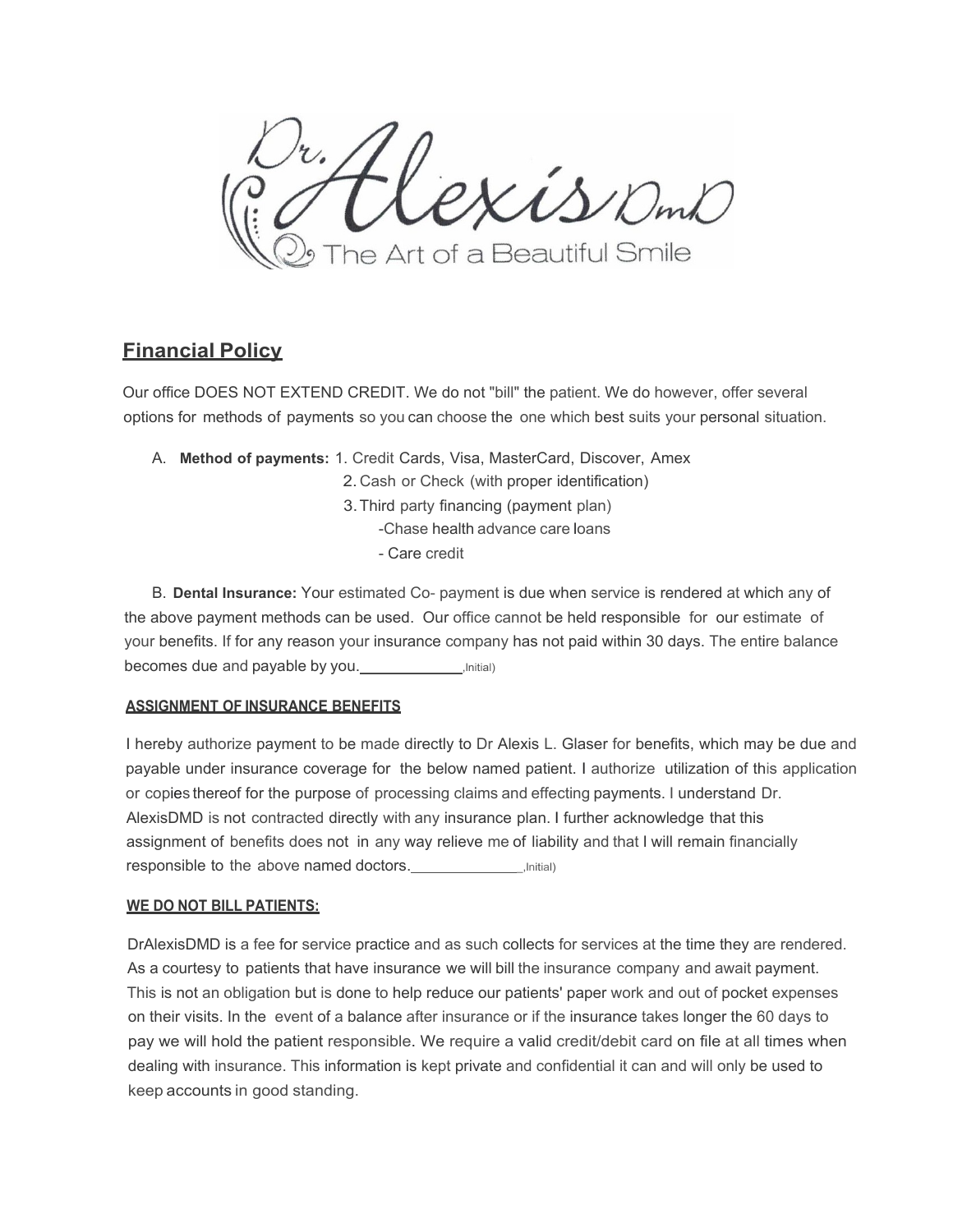Dr. Alexis DMD

The Art of a Beautiful Smile

## Financial Policy

Our office DOES NOT EXTEND CREDIT. We do not "bill" the patient. We do however, offer several options for methods of payments so you can choose the one which best suits your personal situation.

A. **Method of payments:** 1. Credit Cards, Visa, MasterCard, Discover, Amex
   2. Cash or Check (with proper identification)
   3. Third party financing (payment plan)
      -Chase health advance care loans
      - Care credit

B. **Dental Insurance:** Your estimated Co- payment is due when service is rendered at which any of the above payment methods can be used. Our office cannot be held responsible for our estimate of your benefits. If for any reason your insurance company has not paid within 30 days. The entire balance becomes due and payable by you.____________,Initial)

**ASSIGNMENT OF INSURANCE BENEFITS**

I hereby authorize payment to be made directly to Dr Alexis L. Glaser for benefits, which may be due and payable under insurance coverage for the below named patient. I authorize utilization of this application or copies thereof for the purpose of processing claims and effecting payments. I understand Dr. AlexisDMD is not contracted directly with any insurance plan. I further acknowledge that this assignment of benefits does not in any way relieve me of liability and that I will remain financially responsible to the above named doctors.______________,Initial)

**WE DO NOT BILL PATIENTS:**

DrAlexisDMD is a fee for service practice and as such collects for services at the time they are rendered. As a courtesy to patients that have insurance we will bill the insurance company and await payment. This is not an obligation but is done to help reduce our patients' paper work and out of pocket expenses on their visits. In the event of a balance after insurance or if the insurance takes longer the 60 days to pay we will hold the patient responsible. We require a valid credit/debit card on file at all times when dealing with insurance. This information is kept private and confidential it can and will only be used to keep accounts in good standing.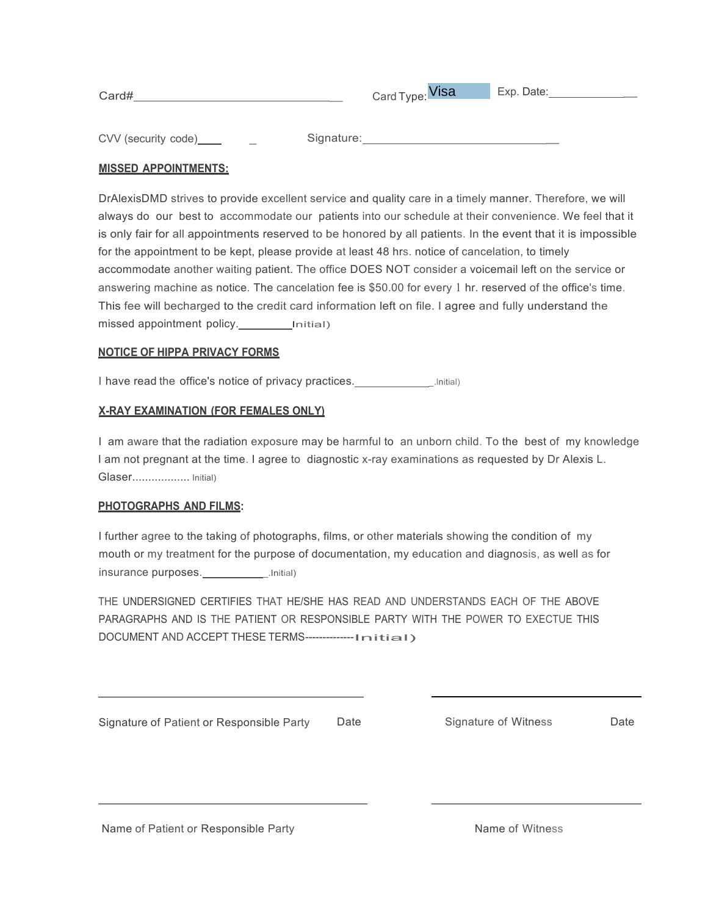Card#___________________________________ Card Type: Visa Exp. Date:_______________

CVV (security code)____ _ Signature:________________________________

**MISSED APPOINTMENTS:**

DrAlexisDMD strives to provide excellent service and quality care in a timely manner. Therefore, we will always do our best to accommodate our patients into our schedule at their convenience. We feel that it is only fair for all appointments reserved to be honored by all patients. In the event that it is impossible for the appointment to be kept, please provide at least 48 hrs. notice of cancelation, to timely accommodate another waiting patient. The office DOES NOT consider a voicemail left on the service or answering machine as notice. The cancelation fee is $50.00 for every 1 hr. reserved of the office's time. This fee will becharged to the credit card information left on file. I agree and fully understand the missed appointment policy.________Initial)

**NOTICE OF HIPPA PRIVACY FORMS**

I have read the office's notice of privacy practices.____________.Initial)

**X-RAY EXAMINATION (FOR FEMALES ONLY)**

I am aware that the radiation exposure may be harmful to an unborn child. To the best of my knowledge I am not pregnant at the time. I agree to diagnostic x-ray examinations as requested by Dr Alexis L. Glaser.................. Initial)

**PHOTOGRAPHS AND FILMS:**

I further agree to the taking of photographs, films, or other materials showing the condition of my mouth or my treatment for the purpose of documentation, my education and diagnosis, as well as for insurance purposes.__________.Initial)

THE UNDERSIGNED CERTIFIES THAT HE/SHE HAS READ AND UNDERSTANDS EACH OF THE ABOVE PARAGRAPHS AND IS THE PATIENT OR RESPONSIBLE PARTY WITH THE POWER TO EXECTUE THIS DOCUMENT AND ACCEPT THESE TERMS--------------Initial)

________________________________________ ________________________________________

Signature of Patient or Responsible Party Date Signature of Witness Date

________________________________________ ________________________________________

Name of Patient or Responsible Party Name of Witness